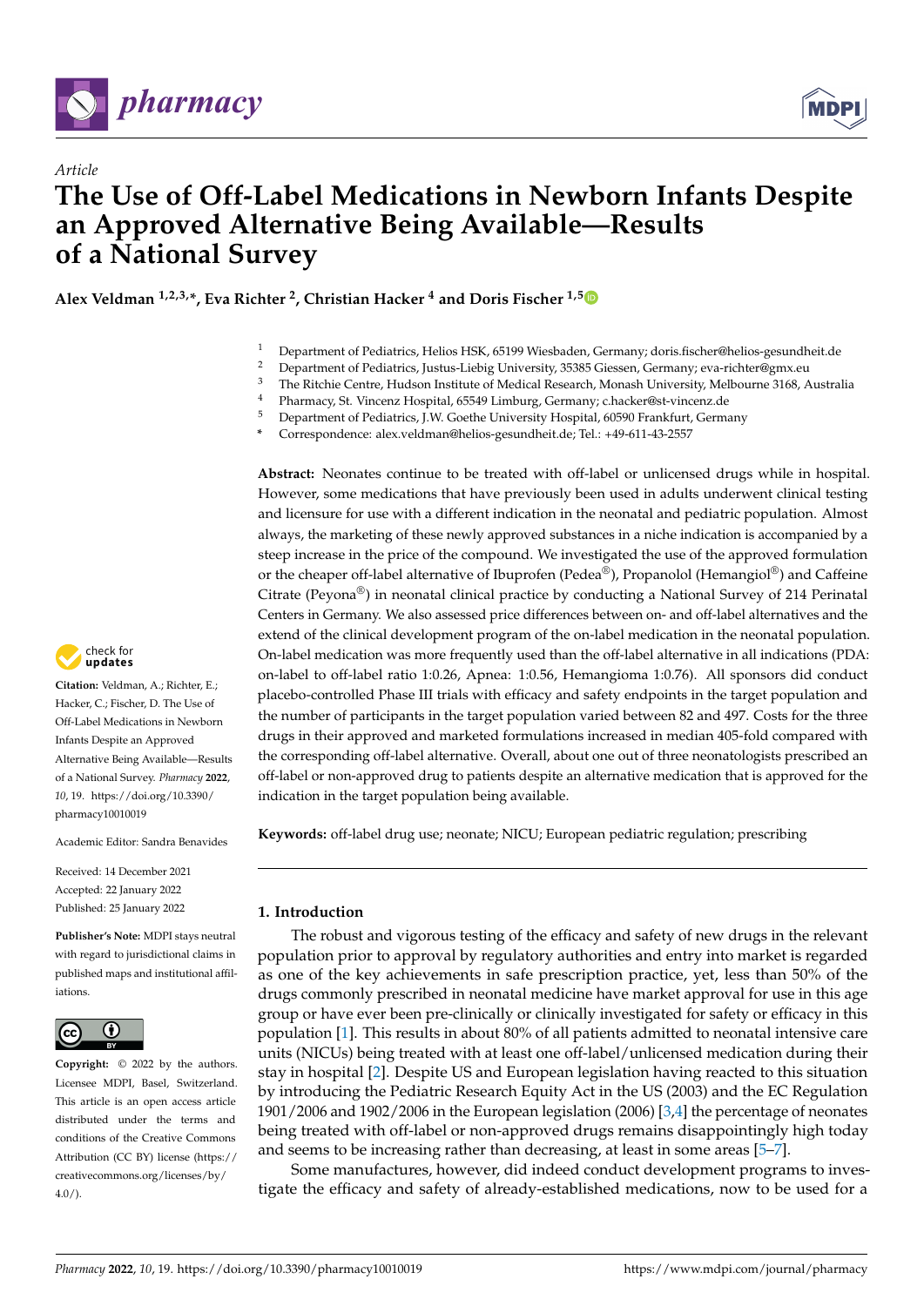*Article*

# The Use of Off-Label Medications in Newborn Infants Despite an Approved Alternative Being Available—Results of a National Survey

**Alex Veldman [1,2,3,*], Eva Richter [2], Christian Hacker [4] and Doris Fischer [1,5]**

[1] Department of Pediatrics, Helios HSK, 65199 Wiesbaden, Germany; doris.fischer@helios-gesundheit.de
[2] Department of Pediatrics, Justus-Liebig University, 35385 Giessen, Germany; eva-richter@gmx.eu
[3] The Ritchie Centre, Hudson Institute of Medical Research, Monash University, Melbourne 3168, Australia
[4] Pharmacy, St. Vincenz Hospital, 65549 Limburg, Germany; c.hacker@st-vincenz.de
[5] Department of Pediatrics, J.W. Goethe University Hospital, 60590 Frankfurt, Germany
* Correspondence: alex.veldman@helios-gesundheit.de; Tel.: +49-611-43-2557

**Abstract:** Neonates continue to be treated with off-label or unlicensed drugs while in hospital. However, some medications that have previously been used in adults underwent clinical testing and licensure for use with a different indication in the neonatal and pediatric population. Almost always, the marketing of these newly approved substances in a niche indication is accompanied by a steep increase in the price of the compound. We investigated the use of the approved formulation or the cheaper off-label alternative of Ibuprofen (Pedea®), Propanolol (Hemangiol®) and Caffeine Citrate (Peyona®) in neonatal clinical practice by conducting a National Survey of 214 Perinatal Centers in Germany. We also assessed price differences between on- and off-label alternatives and the extend of the clinical development program of the on-label medication in the neonatal population. On-label medication was more frequently used than the off-label alternative in all indications (PDA: on-label to off-label ratio 1:0.26, Apnea: 1:0.56, Hemangioma 1:0.76). All sponsors did conduct placebo-controlled Phase III trials with efficacy and safety endpoints in the target population and the number of participants in the target population varied between 82 and 497. Costs for the three drugs in their approved and marketed formulations increased in median 405-fold compared with the corresponding off-label alternative. Overall, about one out of three neonatologists prescribed an off-label or non-approved drug to patients despite an alternative medication that is approved for the indication in the target population being available.

**Keywords:** off-label drug use; neonate; NICU; European pediatric regulation; prescribing

**Citation:** Veldman, A.; Richter, E.; Hacker, C.; Fischer, D. The Use of Off-Label Medications in Newborn Infants Despite an Approved Alternative Being Available—Results of a National Survey. *Pharmacy* **2022**, *10*, 19. https://doi.org/10.3390/pharmacy10010019

Academic Editor: Sandra Benavides

Received: 14 December 2021
Accepted: 22 January 2022
Published: 25 January 2022

**Publisher's Note:** MDPI stays neutral with regard to jurisdictional claims in published maps and institutional affiliations.

**Copyright:** © 2022 by the authors. Licensee MDPI, Basel, Switzerland. This article is an open access article distributed under the terms and conditions of the Creative Commons Attribution (CC BY) license (https://creativecommons.org/licenses/by/4.0/).

## 1. Introduction

The robust and vigorous testing of the efficacy and safety of new drugs in the relevant population prior to approval by regulatory authorities and entry into market is regarded as one of the key achievements in safe prescription practice, yet, less than 50% of the drugs commonly prescribed in neonatal medicine have market approval for use in this age group or have ever been pre-clinically or clinically investigated for safety or efficacy in this population [1]. This results in about 80% of all patients admitted to neonatal intensive care units (NICUs) being treated with at least one off-label/unlicensed medication during their stay in hospital [2]. Despite US and European legislation having reacted to this situation by introducing the Pediatric Research Equity Act in the US (2003) and the EC Regulation 1901/2006 and 1902/2006 in the European legislation (2006) [3,4] the percentage of neonates being treated with off-label or non-approved drugs remains disappointingly high today and seems to be increasing rather than decreasing, at least in some areas [5–7].

Some manufactures, however, did indeed conduct development programs to investigate the efficacy and safety of already-established medications, now to be used for a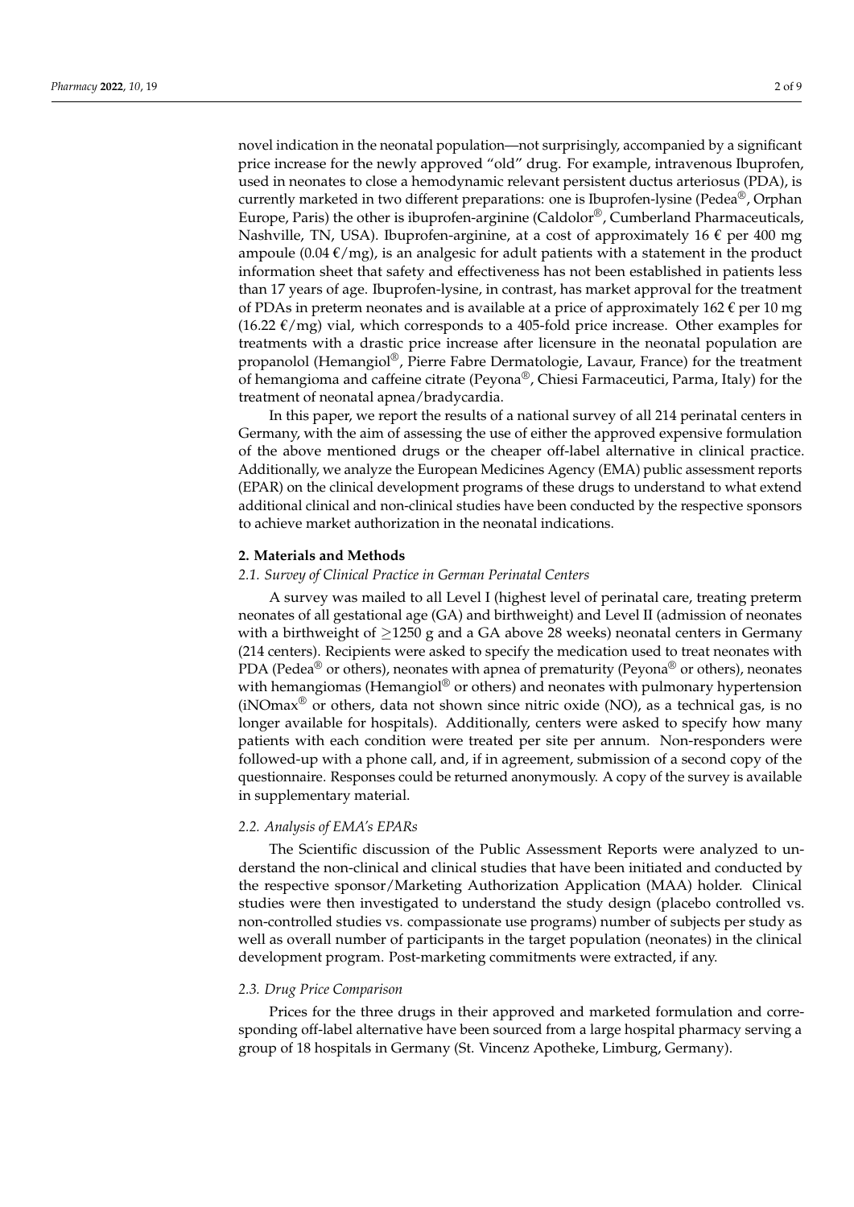novel indication in the neonatal population—not surprisingly, accompanied by a significant price increase for the newly approved "old" drug. For example, intravenous Ibuprofen, used in neonates to close a hemodynamic relevant persistent ductus arteriosus (PDA), is currently marketed in two different preparations: one is Ibuprofen-lysine (Pedea®, Orphan Europe, Paris) the other is ibuprofen-arginine (Caldolor®, Cumberland Pharmaceuticals, Nashville, TN, USA). Ibuprofen-arginine, at a cost of approximately 16 € per 400 mg ampoule (0.04 €/mg), is an analgesic for adult patients with a statement in the product information sheet that safety and effectiveness has not been established in patients less than 17 years of age. Ibuprofen-lysine, in contrast, has market approval for the treatment of PDAs in preterm neonates and is available at a price of approximately 162 € per 10 mg (16.22 €/mg) vial, which corresponds to a 405-fold price increase. Other examples for treatments with a drastic price increase after licensure in the neonatal population are propanolol (Hemangiol®, Pierre Fabre Dermatologie, Lavaur, France) for the treatment of hemangioma and caffeine citrate (Peyona®, Chiesi Farmaceutici, Parma, Italy) for the treatment of neonatal apnea/bradycardia.

In this paper, we report the results of a national survey of all 214 perinatal centers in Germany, with the aim of assessing the use of either the approved expensive formulation of the above mentioned drugs or the cheaper off-label alternative in clinical practice. Additionally, we analyze the European Medicines Agency (EMA) public assessment reports (EPAR) on the clinical development programs of these drugs to understand to what extend additional clinical and non-clinical studies have been conducted by the respective sponsors to achieve market authorization in the neonatal indications.

## 2. Materials and Methods

### *2.1. Survey of Clinical Practice in German Perinatal Centers*

A survey was mailed to all Level I (highest level of perinatal care, treating preterm neonates of all gestational age (GA) and birthweight) and Level II (admission of neonates with a birthweight of $\geq$1250 g and a GA above 28 weeks) neonatal centers in Germany (214 centers). Recipients were asked to specify the medication used to treat neonates with PDA (Pedea® or others), neonates with apnea of prematurity (Peyona® or others), neonates with hemangiomas (Hemangiol® or others) and neonates with pulmonary hypertension (iNOmax® or others, data not shown since nitric oxide (NO), as a technical gas, is no longer available for hospitals). Additionally, centers were asked to specify how many patients with each condition were treated per site per annum. Non-responders were followed-up with a phone call, and, if in agreement, submission of a second copy of the questionnaire. Responses could be returned anonymously. A copy of the survey is available in supplementary material.

### *2.2. Analysis of EMA's EPARs*

The Scientific discussion of the Public Assessment Reports were analyzed to understand the non-clinical and clinical studies that have been initiated and conducted by the respective sponsor/Marketing Authorization Application (MAA) holder. Clinical studies were then investigated to understand the study design (placebo controlled vs. non-controlled studies vs. compassionate use programs) number of subjects per study as well as overall number of participants in the target population (neonates) in the clinical development program. Post-marketing commitments were extracted, if any.

### *2.3. Drug Price Comparison*

Prices for the three drugs in their approved and marketed formulation and corresponding off-label alternative have been sourced from a large hospital pharmacy serving a group of 18 hospitals in Germany (St. Vincenz Apotheke, Limburg, Germany).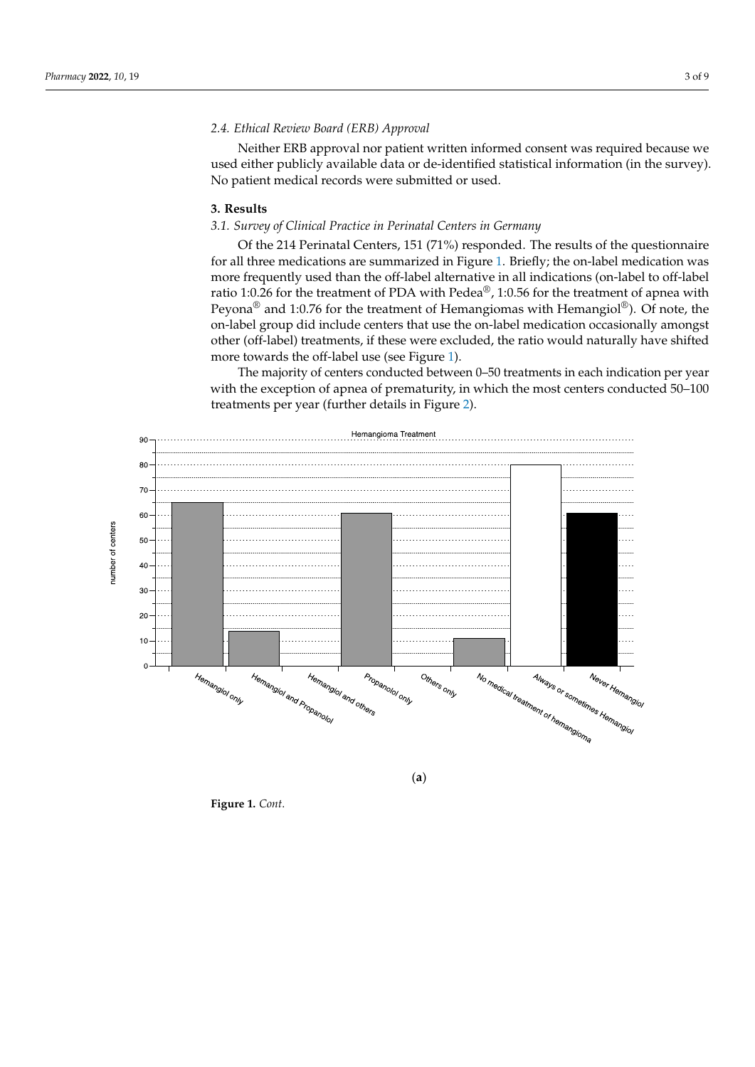### 2.4. Ethical Review Board (ERB) Approval

Neither ERB approval nor patient written informed consent was required because we used either publicly available data or de-identified statistical information (in the survey). No patient medical records were submitted or used.

## 3. Results

### 3.1. Survey of Clinical Practice in Perinatal Centers in Germany

Of the 214 Perinatal Centers, 151 (71%) responded. The results of the questionnaire for all three medications are summarized in Figure 1. Briefly; the on-label medication was more frequently used than the off-label alternative in all indications (on-label to off-label ratio 1:0.26 for the treatment of PDA with Pedea®, 1:0.56 for the treatment of apnea with Peyona® and 1:0.76 for the treatment of Hemangiomas with Hemangiol®). Of note, the on-label group did include centers that use the on-label medication occasionally amongst other (off-label) treatments, if these were excluded, the ratio would naturally have shifted more towards the off-label use (see Figure 1).

The majority of centers conducted between 0–50 treatments in each indication per year with the exception of apnea of prematurity, in which the most centers conducted 50–100 treatments per year (further details in Figure 2).

Hemangioma Treatment

| Category | Number of centers |
|---|---|
| Hemangiol only | 65 |
| Hemangiol and Propanolol | 14 |
| Hemangiol and others | 0 |
| Propanolol only | 61 |
| Others only | 0 |
| No medical treatment of hemangioma | 11 |
| Always or sometimes Hemangiol | 80 |
| Never Hemangiol | 61 |

(a)

**Figure 1.** *Cont.*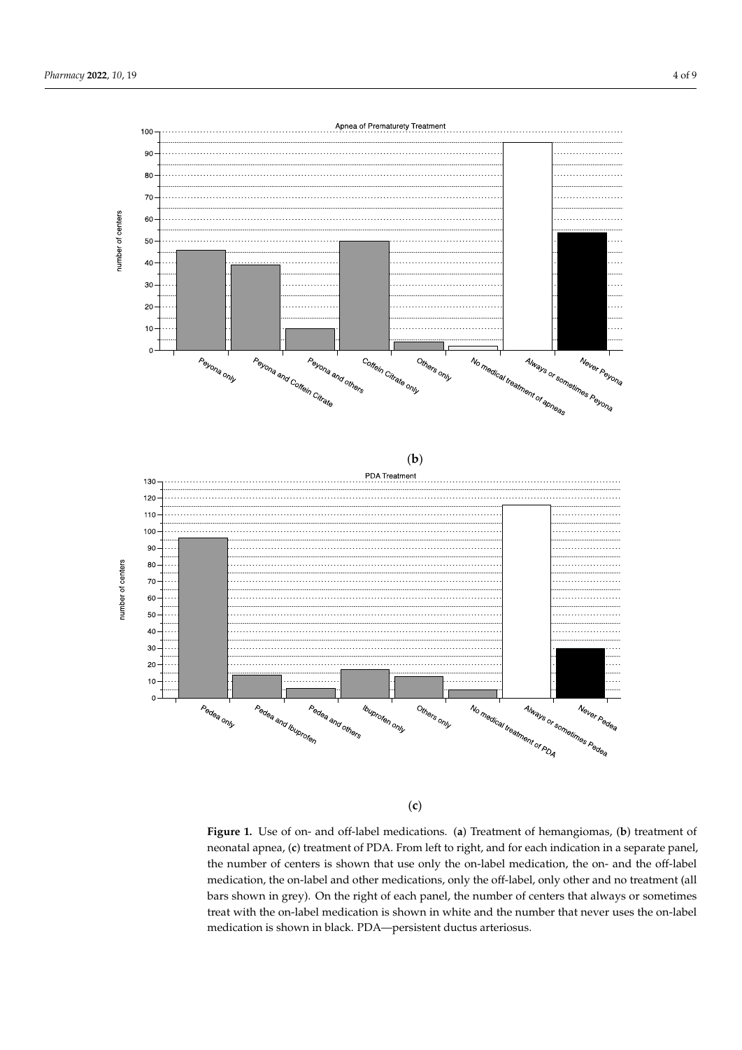(**b**)

(**c**)

**Figure 1.** Use of on- and off-label medications. (**a**) Treatment of hemangiomas, (**b**) treatment of neonatal apnea, (**c**) treatment of PDA. From left to right, and for each indication in a separate panel, the number of centers is shown that use only the on-label medication, the on- and the off-label medication, the on-label and other medications, only the off-label, only other and no treatment (all bars shown in grey). On the right of each panel, the number of centers that always or sometimes treat with the on-label medication is shown in white and the number that never uses the on-label medication is shown in black. PDA—persistent ductus arteriosus.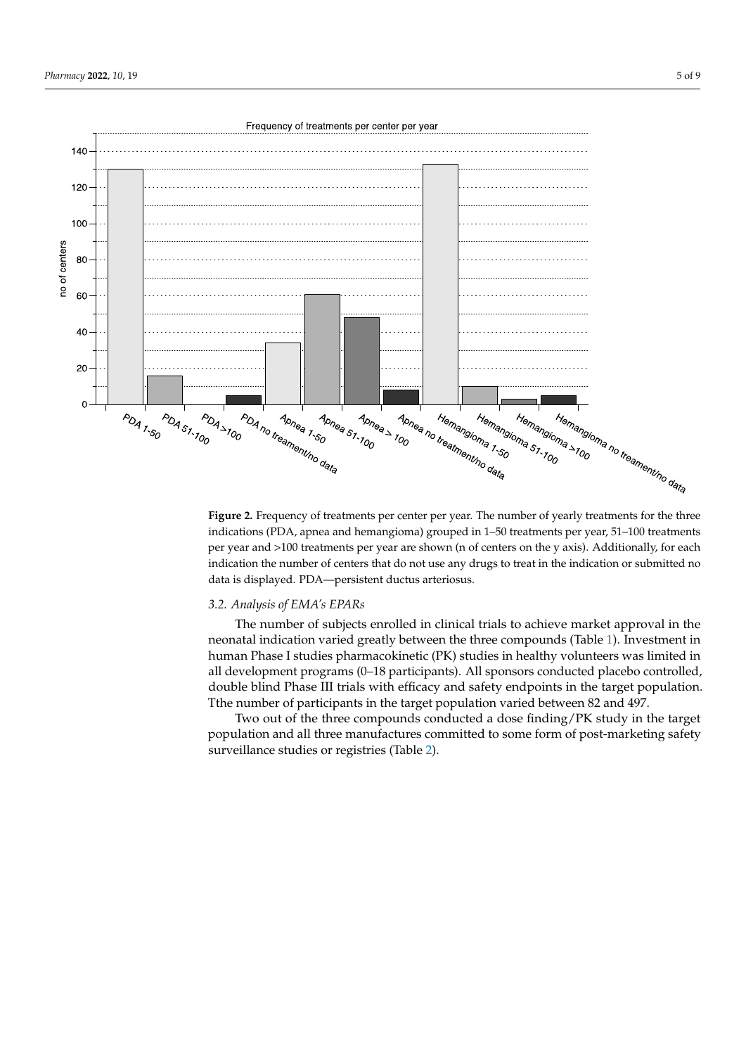**Figure 2.** Frequency of treatments per center per year. The number of yearly treatments for the three indications (PDA, apnea and hemangioma) grouped in 1–50 treatments per year, 51–100 treatments per year and >100 treatments per year are shown (n of centers on the y axis). Additionally, for each indication the number of centers that do not use any drugs to treat in the indication or submitted no data is displayed. PDA—persistent ductus arteriosus.

### 3.2. Analysis of EMA's EPARs

The number of subjects enrolled in clinical trials to achieve market approval in the neonatal indication varied greatly between the three compounds (Table 1). Investment in human Phase I studies pharmacokinetic (PK) studies in healthy volunteers was limited in all development programs (0–18 participants). All sponsors conducted placebo controlled, double blind Phase III trials with efficacy and safety endpoints in the target population. Tthe number of participants in the target population varied between 82 and 497.

Two out of the three compounds conducted a dose finding/PK study in the target population and all three manufactures committed to some form of post-marketing safety surveillance studies or registries (Table 2).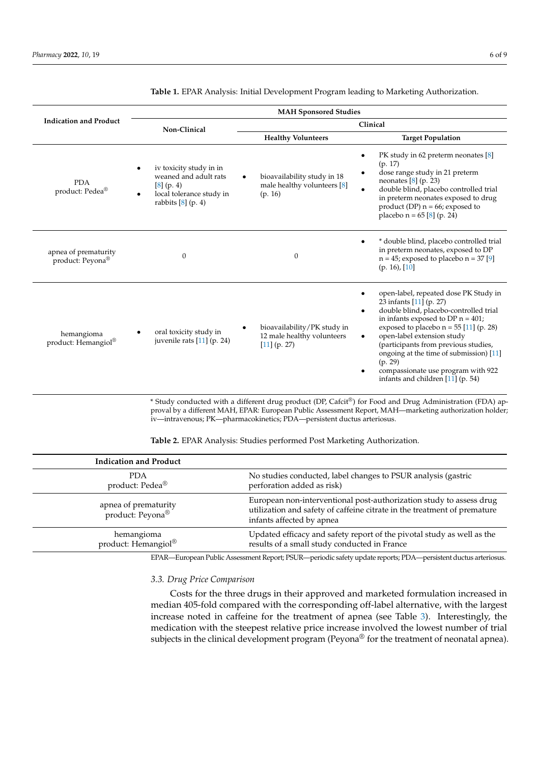**Table 1.** EPAR Analysis: Initial Development Program leading to Marketing Authorization.

| Indication and Product | MAH Sponsored Studies | | |
|---|---|---|---|
| | Non-Clinical | Clinical | |
| | | Healthy Volunteers | Target Population |
| PDA product: Pedea® | • iv toxicity study in in weaned and adult rats [8] (p. 4)<br>• local tolerance study in rabbits [8] (p. 4) | • bioavailability study in 18 male healthy volunteers [8] (p. 16) | • PK study in 62 preterm neonates [8] (p. 17)<br>• dose range study in 21 preterm neonates [8] (p. 23)<br>• double blind, placebo controlled trial in preterm neonates exposed to drug product (DP) n = 66; exposed to placebo n = 65 [8] (p. 24) |
| apnea of prematurity product: Peyona® | 0 | 0 | • * double blind, placebo controlled trial in preterm neonates, exposed to DP n = 45; exposed to placebo n = 37 [9] (p. 16), [10] |
| hemangioma product: Hemangiol® | • oral toxicity study in juvenile rats [11] (p. 24) | • bioavailability/PK study in 12 male healthy volunteers [11] (p. 27) | • open-label, repeated dose PK Study in 23 infants [11] (p. 27)<br>• double blind, placebo-controlled trial in infants exposed to DP n = 401; exposed to placebo n = 55 [11] (p. 28)<br>• open-label extension study (participants from previous studies, ongoing at the time of submission) [11] (p. 29)<br>• compassionate use program with 922 infants and children [11] (p. 54) |

* Study conducted with a different drug product (DP, Cafcit®) for Food and Drug Administration (FDA) approval by a different MAH, EPAR: European Public Assessment Report, MAH—marketing authorization holder; iv—intravenous; PK—pharmacokinetics; PDA—persistent ductus arteriosus.

**Table 2.** EPAR Analysis: Studies performed Post Marketing Authorization.

| Indication and Product | |
|---|---|
| PDA product: Pedea® | No studies conducted, label changes to PSUR analysis (gastric perforation added as risk) |
| apnea of prematurity product: Peyona® | European non-interventional post-authorization study to assess drug utilization and safety of caffeine citrate in the treatment of premature infants affected by apnea |
| hemangioma product: Hemangiol® | Updated efficacy and safety report of the pivotal study as well as the results of a small study conducted in France |

EPAR—European Public Assessment Report; PSUR—periodic safety update reports; PDA—persistent ductus arteriosus.

### 3.3. Drug Price Comparison

Costs for the three drugs in their approved and marketed formulation increased in median 405-fold compared with the corresponding off-label alternative, with the largest increase noted in caffeine for the treatment of apnea (see Table 3). Interestingly, the medication with the steepest relative price increase involved the lowest number of trial subjects in the clinical development program (Peyona® for the treatment of neonatal apnea).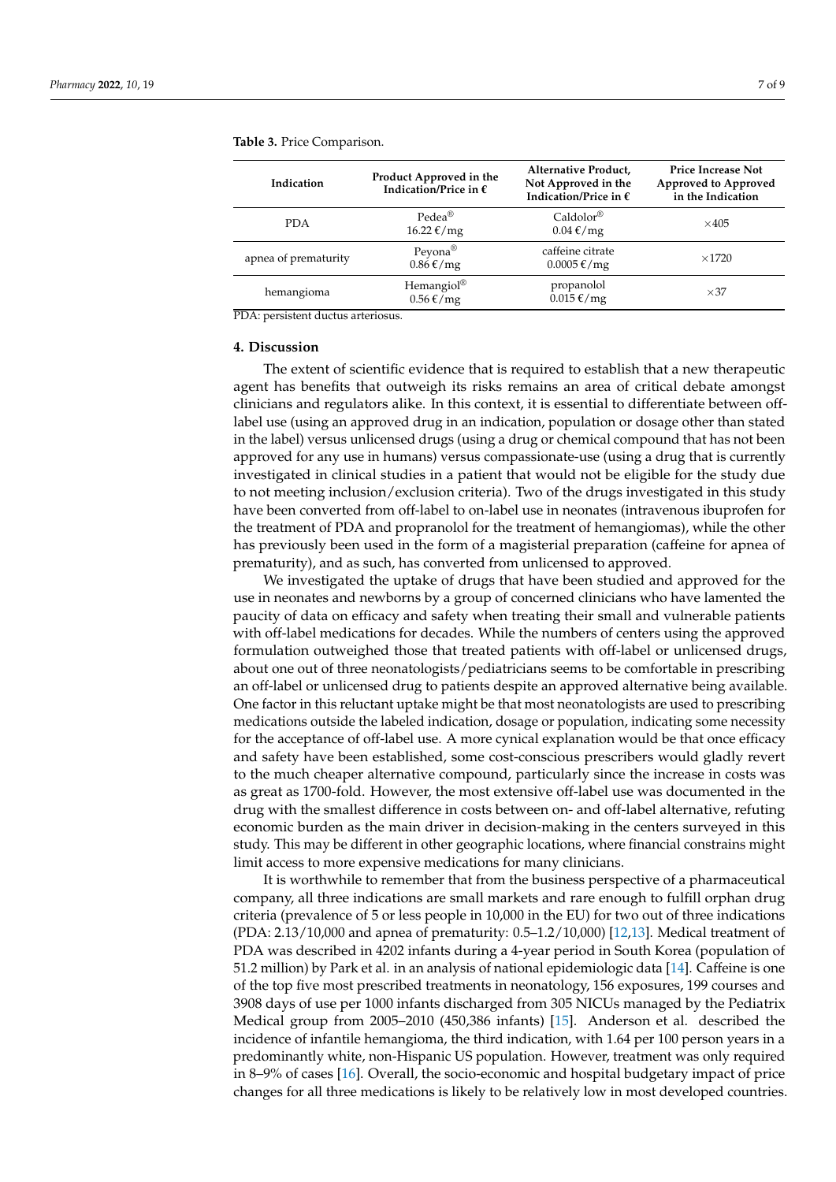**Table 3.** Price Comparison.

| Indication | Product Approved in the Indication/Price in € | Alternative Product, Not Approved in the Indication/Price in € | Price Increase Not Approved to Approved in the Indication |
|---|---|---|---|
| PDA | Pedea® 16.22 €/mg | Caldolor® 0.04 €/mg | ×405 |
| apnea of prematurity | Peyona® 0.86 €/mg | caffeine citrate 0.0005 €/mg | ×1720 |
| hemangioma | Hemangiol® 0.56 €/mg | propanolol 0.015 €/mg | ×37 |

PDA: persistent ductus arteriosus.

## 4. Discussion

The extent of scientific evidence that is required to establish that a new therapeutic agent has benefits that outweigh its risks remains an area of critical debate amongst clinicians and regulators alike. In this context, it is essential to differentiate between off-label use (using an approved drug in an indication, population or dosage other than stated in the label) versus unlicensed drugs (using a drug or chemical compound that has not been approved for any use in humans) versus compassionate-use (using a drug that is currently investigated in clinical studies in a patient that would not be eligible for the study due to not meeting inclusion/exclusion criteria). Two of the drugs investigated in this study have been converted from off-label to on-label use in neonates (intravenous ibuprofen for the treatment of PDA and propranolol for the treatment of hemangiomas), while the other has previously been used in the form of a magisterial preparation (caffeine for apnea of prematurity), and as such, has converted from unlicensed to approved.

We investigated the uptake of drugs that have been studied and approved for the use in neonates and newborns by a group of concerned clinicians who have lamented the paucity of data on efficacy and safety when treating their small and vulnerable patients with off-label medications for decades. While the numbers of centers using the approved formulation outweighed those that treated patients with off-label or unlicensed drugs, about one out of three neonatologists/pediatricians seems to be comfortable in prescribing an off-label or unlicensed drug to patients despite an approved alternative being available. One factor in this reluctant uptake might be that most neonatologists are used to prescribing medications outside the labeled indication, dosage or population, indicating some necessity for the acceptance of off-label use. A more cynical explanation would be that once efficacy and safety have been established, some cost-conscious prescribers would gladly revert to the much cheaper alternative compound, particularly since the increase in costs was as great as 1700-fold. However, the most extensive off-label use was documented in the drug with the smallest difference in costs between on- and off-label alternative, refuting economic burden as the main driver in decision-making in the centers surveyed in this study. This may be different in other geographic locations, where financial constrains might limit access to more expensive medications for many clinicians.

It is worthwhile to remember that from the business perspective of a pharmaceutical company, all three indications are small markets and rare enough to fulfill orphan drug criteria (prevalence of 5 or less people in 10,000 in the EU) for two out of three indications (PDA: 2.13/10,000 and apnea of prematurity: 0.5–1.2/10,000) [12,13]. Medical treatment of PDA was described in 4202 infants during a 4-year period in South Korea (population of 51.2 million) by Park et al. in an analysis of national epidemiologic data [14]. Caffeine is one of the top five most prescribed treatments in neonatology, 156 exposures, 199 courses and 3908 days of use per 1000 infants discharged from 305 NICUs managed by the Pediatrix Medical group from 2005–2010 (450,386 infants) [15]. Anderson et al. described the incidence of infantile hemangioma, the third indication, with 1.64 per 100 person years in a predominantly white, non-Hispanic US population. However, treatment was only required in 8–9% of cases [16]. Overall, the socio-economic and hospital budgetary impact of price changes for all three medications is likely to be relatively low in most developed countries.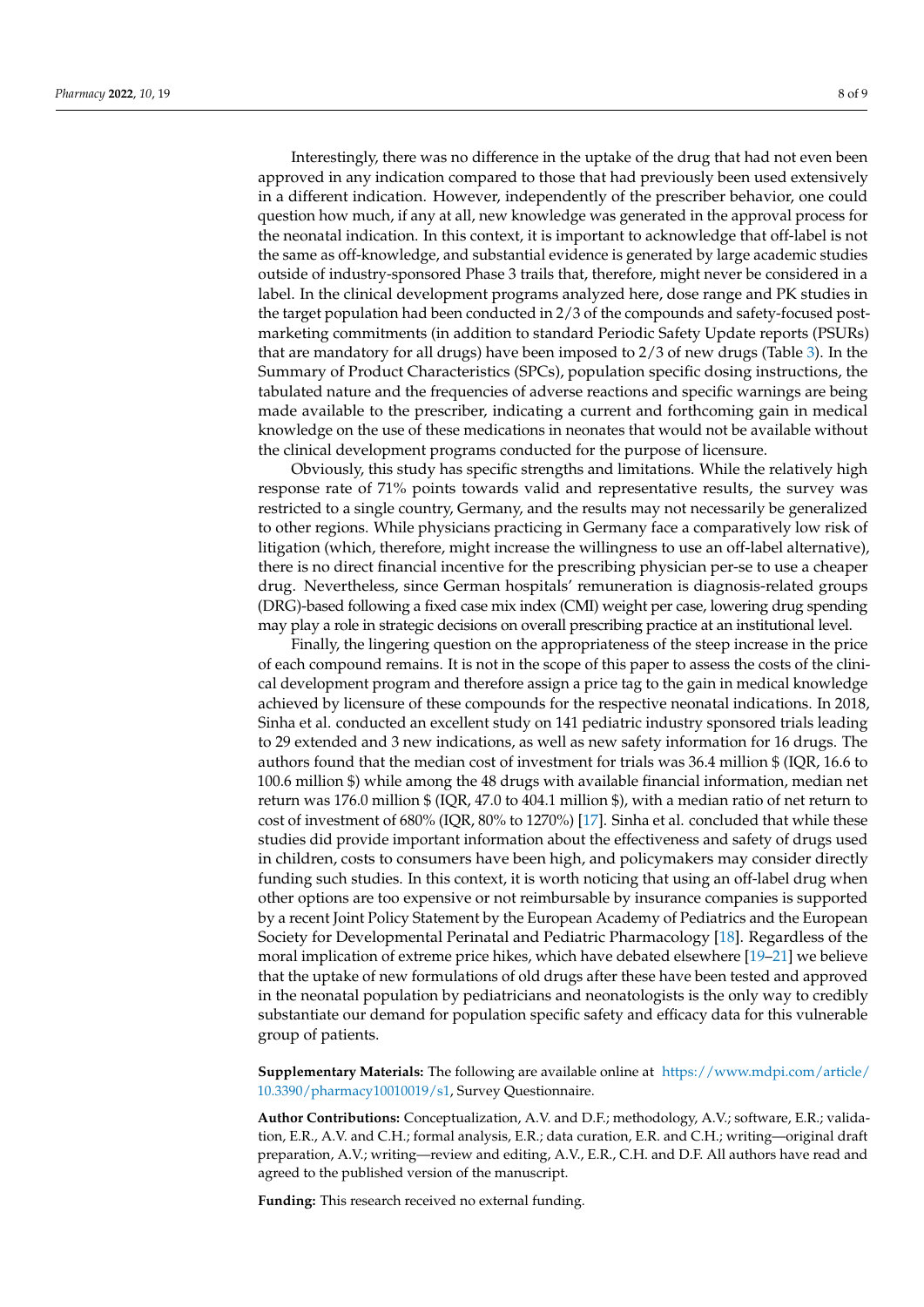Interestingly, there was no difference in the uptake of the drug that had not even been approved in any indication compared to those that had previously been used extensively in a different indication. However, independently of the prescriber behavior, one could question how much, if any at all, new knowledge was generated in the approval process for the neonatal indication. In this context, it is important to acknowledge that off-label is not the same as off-knowledge, and substantial evidence is generated by large academic studies outside of industry-sponsored Phase 3 trails that, therefore, might never be considered in a label. In the clinical development programs analyzed here, dose range and PK studies in the target population had been conducted in 2/3 of the compounds and safety-focused post-marketing commitments (in addition to standard Periodic Safety Update reports (PSURs) that are mandatory for all drugs) have been imposed to 2/3 of new drugs (Table 3). In the Summary of Product Characteristics (SPCs), population specific dosing instructions, the tabulated nature and the frequencies of adverse reactions and specific warnings are being made available to the prescriber, indicating a current and forthcoming gain in medical knowledge on the use of these medications in neonates that would not be available without the clinical development programs conducted for the purpose of licensure.

Obviously, this study has specific strengths and limitations. While the relatively high response rate of 71% points towards valid and representative results, the survey was restricted to a single country, Germany, and the results may not necessarily be generalized to other regions. While physicians practicing in Germany face a comparatively low risk of litigation (which, therefore, might increase the willingness to use an off-label alternative), there is no direct financial incentive for the prescribing physician per-se to use a cheaper drug. Nevertheless, since German hospitals' remuneration is diagnosis-related groups (DRG)-based following a fixed case mix index (CMI) weight per case, lowering drug spending may play a role in strategic decisions on overall prescribing practice at an institutional level.

Finally, the lingering question on the appropriateness of the steep increase in the price of each compound remains. It is not in the scope of this paper to assess the costs of the clinical development program and therefore assign a price tag to the gain in medical knowledge achieved by licensure of these compounds for the respective neonatal indications. In 2018, Sinha et al. conducted an excellent study on 141 pediatric industry sponsored trials leading to 29 extended and 3 new indications, as well as new safety information for 16 drugs. The authors found that the median cost of investment for trials was 36.4 million $ (IQR, 16.6 to 100.6 million $) while among the 48 drugs with available financial information, median net return was 176.0 million $ (IQR, 47.0 to 404.1 million $), with a median ratio of net return to cost of investment of 680% (IQR, 80% to 1270%) [17]. Sinha et al. concluded that while these studies did provide important information about the effectiveness and safety of drugs used in children, costs to consumers have been high, and policymakers may consider directly funding such studies. In this context, it is worth noticing that using an off-label drug when other options are too expensive or not reimbursable by insurance companies is supported by a recent Joint Policy Statement by the European Academy of Pediatrics and the European Society for Developmental Perinatal and Pediatric Pharmacology [18]. Regardless of the moral implication of extreme price hikes, which have debated elsewhere [19–21] we believe that the uptake of new formulations of old drugs after these have been tested and approved in the neonatal population by pediatricians and neonatologists is the only way to credibly substantiate our demand for population specific safety and efficacy data for this vulnerable group of patients.

**Supplementary Materials:** The following are available online at https://www.mdpi.com/article/10.3390/pharmacy10010019/s1, Survey Questionnaire.

**Author Contributions:** Conceptualization, A.V. and D.F.; methodology, A.V.; software, E.R.; validation, E.R., A.V. and C.H.; formal analysis, E.R.; data curation, E.R. and C.H.; writing—original draft preparation, A.V.; writing—review and editing, A.V., E.R., C.H. and D.F. All authors have read and agreed to the published version of the manuscript.

**Funding:** This research received no external funding.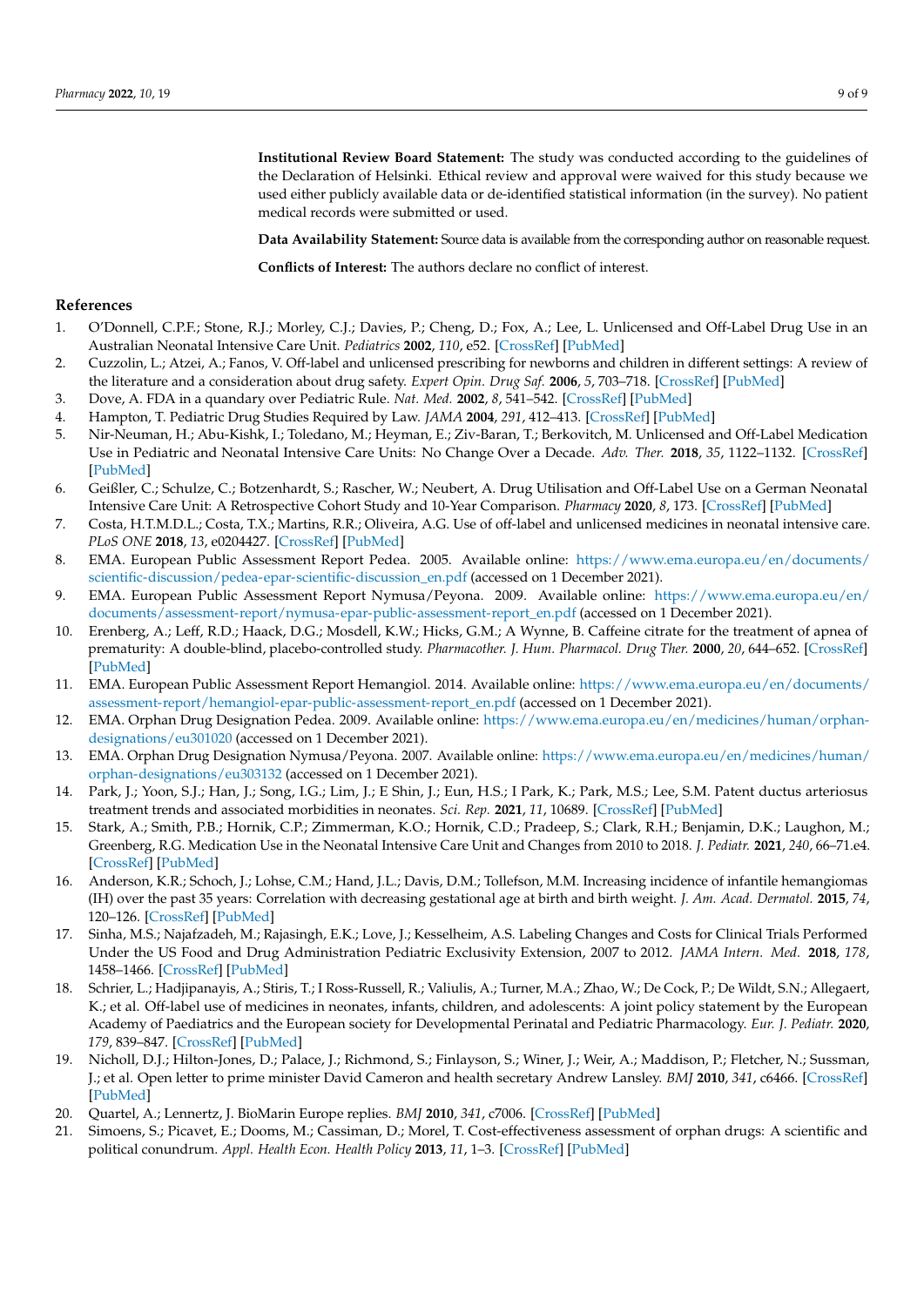**Institutional Review Board Statement:** The study was conducted according to the guidelines of the Declaration of Helsinki. Ethical review and approval were waived for this study because we used either publicly available data or de-identified statistical information (in the survey). No patient medical records were submitted or used.

**Data Availability Statement:** Source data is available from the corresponding author on reasonable request.

**Conflicts of Interest:** The authors declare no conflict of interest.

## References

1. O'Donnell, C.P.F.; Stone, R.J.; Morley, C.J.; Davies, P.; Cheng, D.; Fox, A.; Lee, L. Unlicensed and Off-Label Drug Use in an Australian Neonatal Intensive Care Unit. *Pediatrics* **2002**, *110*, e52. [CrossRef] [PubMed]
2. Cuzzolin, L.; Atzei, A.; Fanos, V. Off-label and unlicensed prescribing for newborns and children in different settings: A review of the literature and a consideration about drug safety. *Expert Opin. Drug Saf.* **2006**, *5*, 703–718. [CrossRef] [PubMed]
3. Dove, A. FDA in a quandary over Pediatric Rule. *Nat. Med.* **2002**, *8*, 541–542. [CrossRef] [PubMed]
4. Hampton, T. Pediatric Drug Studies Required by Law. *JAMA* **2004**, *291*, 412–413. [CrossRef] [PubMed]
5. Nir-Neuman, H.; Abu-Kishk, I.; Toledano, M.; Heyman, E.; Ziv-Baran, T.; Berkovitch, M. Unlicensed and Off-Label Medication Use in Pediatric and Neonatal Intensive Care Units: No Change Over a Decade. *Adv. Ther.* **2018**, *35*, 1122–1132. [CrossRef] [PubMed]
6. Geißler, C.; Schulze, C.; Botzenhardt, S.; Rascher, W.; Neubert, A. Drug Utilisation and Off-Label Use on a German Neonatal Intensive Care Unit: A Retrospective Cohort Study and 10-Year Comparison. *Pharmacy* **2020**, *8*, 173. [CrossRef] [PubMed]
7. Costa, H.T.M.D.L.; Costa, T.X.; Martins, R.R.; Oliveira, A.G. Use of off-label and unlicensed medicines in neonatal intensive care. *PLoS ONE* **2018**, *13*, e0204427. [CrossRef] [PubMed]
8. EMA. European Public Assessment Report Pedea. 2005. Available online: https://www.ema.europa.eu/en/documents/scientific-discussion/pedea-epar-scientific-discussion_en.pdf (accessed on 1 December 2021).
9. EMA. European Public Assessment Report Nymusa/Peyona. 2009. Available online: https://www.ema.europa.eu/en/documents/assessment-report/nymusa-epar-public-assessment-report_en.pdf (accessed on 1 December 2021).
10. Erenberg, A.; Leff, R.D.; Haack, D.G.; Mosdell, K.W.; Hicks, G.M.; A Wynne, B. Caffeine citrate for the treatment of apnea of prematurity: A double-blind, placebo-controlled study. *Pharmacother. J. Hum. Pharmacol. Drug Ther.* **2000**, *20*, 644–652. [CrossRef] [PubMed]
11. EMA. European Public Assessment Report Hemangiol. 2014. Available online: https://www.ema.europa.eu/en/documents/assessment-report/hemangiol-epar-public-assessment-report_en.pdf (accessed on 1 December 2021).
12. EMA. Orphan Drug Designation Pedea. 2009. Available online: https://www.ema.europa.eu/en/medicines/human/orphan-designations/eu301020 (accessed on 1 December 2021).
13. EMA. Orphan Drug Designation Nymusa/Peyona. 2007. Available online: https://www.ema.europa.eu/en/medicines/human/orphan-designations/eu303132 (accessed on 1 December 2021).
14. Park, J.; Yoon, S.J.; Han, J.; Song, I.G.; Lim, J.; E Shin, J.; Eun, H.S.; I Park, K.; Park, M.S.; Lee, S.M. Patent ductus arteriosus treatment trends and associated morbidities in neonates. *Sci. Rep.* **2021**, *11*, 10689. [CrossRef] [PubMed]
15. Stark, A.; Smith, P.B.; Hornik, C.P.; Zimmerman, K.O.; Hornik, C.D.; Pradeep, S.; Clark, R.H.; Benjamin, D.K.; Laughon, M.; Greenberg, R.G. Medication Use in the Neonatal Intensive Care Unit and Changes from 2010 to 2018. *J. Pediatr.* **2021**, *240*, 66–71.e4. [CrossRef] [PubMed]
16. Anderson, K.R.; Schoch, J.; Lohse, C.M.; Hand, J.L.; Davis, D.M.; Tollefson, M.M. Increasing incidence of infantile hemangiomas (IH) over the past 35 years: Correlation with decreasing gestational age at birth and birth weight. *J. Am. Acad. Dermatol.* **2015**, *74*, 120–126. [CrossRef] [PubMed]
17. Sinha, M.S.; Najafzadeh, M.; Rajasingh, E.K.; Love, J.; Kesselheim, A.S. Labeling Changes and Costs for Clinical Trials Performed Under the US Food and Drug Administration Pediatric Exclusivity Extension, 2007 to 2012. *JAMA Intern. Med.* **2018**, *178*, 1458–1466. [CrossRef] [PubMed]
18. Schrier, L.; Hadjipanayis, A.; Stiris, T.; I Ross-Russell, R.; Valiulis, A.; Turner, M.A.; Zhao, W.; De Cock, P.; De Wildt, S.N.; Allegaert, K.; et al. Off-label use of medicines in neonates, infants, children, and adolescents: A joint policy statement by the European Academy of Paediatrics and the European society for Developmental Perinatal and Pediatric Pharmacology. *Eur. J. Pediatr.* **2020**, *179*, 839–847. [CrossRef] [PubMed]
19. Nicholl, D.J.; Hilton-Jones, D.; Palace, J.; Richmond, S.; Finlayson, S.; Winer, J.; Weir, A.; Maddison, P.; Fletcher, N.; Sussman, J.; et al. Open letter to prime minister David Cameron and health secretary Andrew Lansley. *BMJ* **2010**, *341*, c6466. [CrossRef] [PubMed]
20. Quartel, A.; Lennertz, J. BioMarin Europe replies. *BMJ* **2010**, *341*, c7006. [CrossRef] [PubMed]
21. Simoens, S.; Picavet, E.; Dooms, M.; Cassiman, D.; Morel, T. Cost-effectiveness assessment of orphan drugs: A scientific and political conundrum. *Appl. Health Econ. Health Policy* **2013**, *11*, 1–3. [CrossRef] [PubMed]